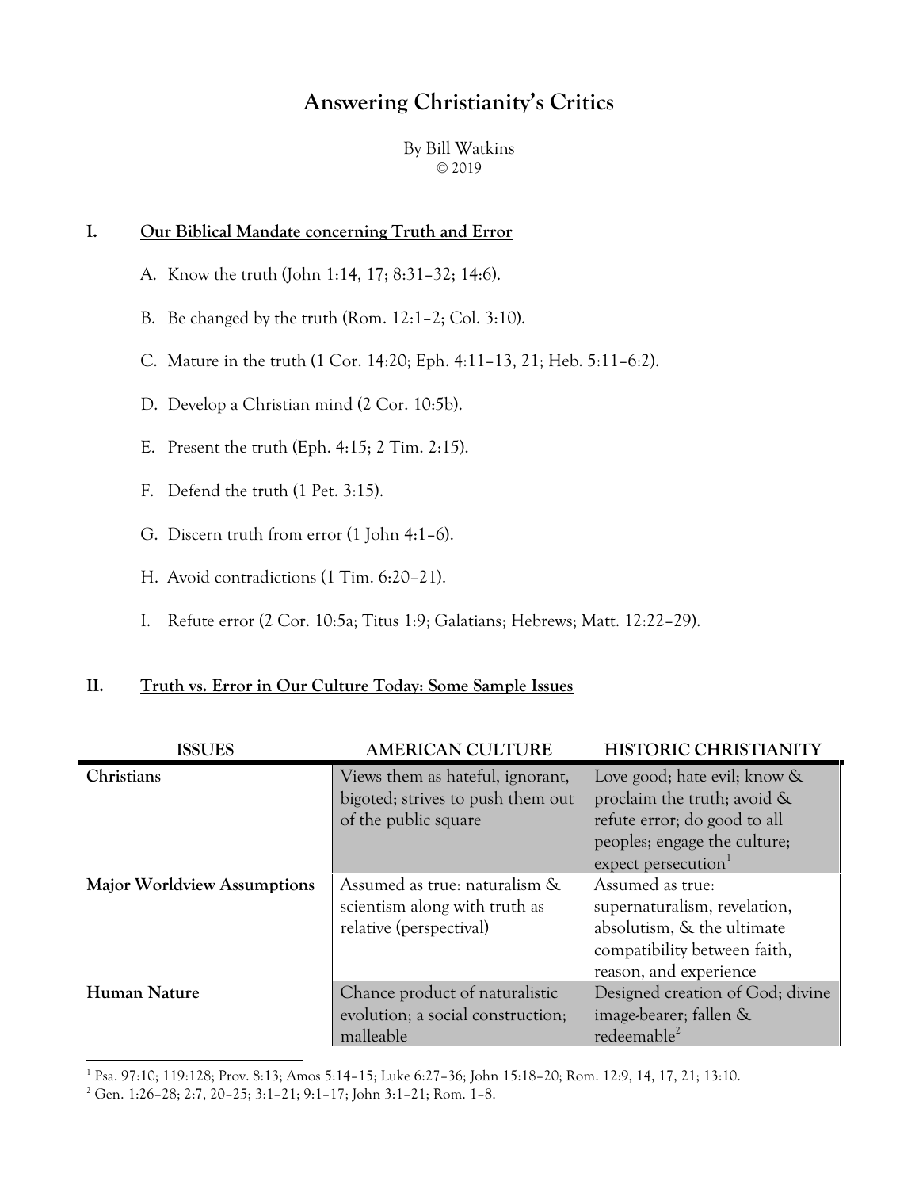# Answering Christianity's Critics

By Bill Watkins
© 2019

## I. Our Biblical Mandate concerning Truth and Error

A. Know the truth (John 1:14, 17; 8:31–32; 14:6).

B. Be changed by the truth (Rom. 12:1–2; Col. 3:10).

C. Mature in the truth (1 Cor. 14:20; Eph. 4:11–13, 21; Heb. 5:11–6:2).

D. Develop a Christian mind (2 Cor. 10:5b).

E. Present the truth (Eph. 4:15; 2 Tim. 2:15).

F. Defend the truth (1 Pet. 3:15).

G. Discern truth from error (1 John 4:1–6).

H. Avoid contradictions (1 Tim. 6:20–21).

I. Refute error (2 Cor. 10:5a; Titus 1:9; Galatians; Hebrews; Matt. 12:22–29).

## II. Truth vs. Error in Our Culture Today: Some Sample Issues

| ISSUES | AMERICAN CULTURE | HISTORIC CHRISTIANITY |
|---|---|---|
| **Christians** | Views them as hateful, ignorant, bigoted; strives to push them out of the public square | Love good; hate evil; know & proclaim the truth; avoid & refute error; do good to all peoples; engage the culture; expect persecution[1] |
| **Major Worldview Assumptions** | Assumed as true: naturalism & scientism along with truth as relative (perspectival) | Assumed as true: supernaturalism, revelation, absolutism, & the ultimate compatibility between faith, reason, and experience |
| **Human Nature** | Chance product of naturalistic evolution; a social construction; malleable | Designed creation of God; divine image-bearer; fallen & redeemable[2] |

[1] Psa. 97:10; 119:128; Prov. 8:13; Amos 5:14–15; Luke 6:27–36; John 15:18–20; Rom. 12:9, 14, 17, 21; 13:10.

[2] Gen. 1:26–28; 2:7, 20–25; 3:1–21; 9:1–17; John 3:1–21; Rom. 1–8.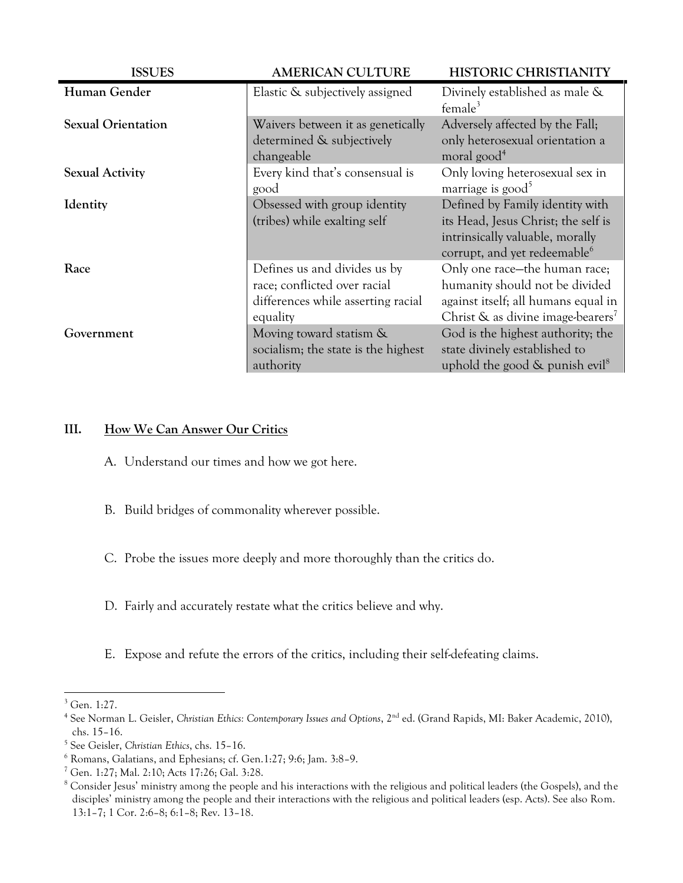| ISSUES | AMERICAN CULTURE | HISTORIC CHRISTIANITY |
|---|---|---|
| **Human Gender** | Elastic & subjectively assigned | Divinely established as male & female[3] |
| **Sexual Orientation** | Waivers between it as genetically determined & subjectively changeable | Adversely affected by the Fall; only heterosexual orientation a moral good[4] |
| **Sexual Activity** | Every kind that's consensual is good | Only loving heterosexual sex in marriage is good[5] |
| **Identity** | Obsessed with group identity (tribes) while exalting self | Defined by Family identity with its Head, Jesus Christ; the self is intrinsically valuable, morally corrupt, and yet redeemable[6] |
| **Race** | Defines us and divides us by race; conflicted over racial differences while asserting racial equality | Only one race—the human race; humanity should not be divided against itself; all humans equal in Christ & as divine image-bearers[7] |
| **Government** | Moving toward statism & socialism; the state is the highest authority | God is the highest authority; the state divinely established to uphold the good & punish evil[8] |

## III. <u>How We Can Answer Our Critics</u>

A. Understand our times and how we got here.

B. Build bridges of commonality wherever possible.

C. Probe the issues more deeply and more thoroughly than the critics do.

D. Fairly and accurately restate what the critics believe and why.

E. Expose and refute the errors of the critics, including their self-defeating claims.

---

[3] Gen. 1:27.

[4] See Norman L. Geisler, *Christian Ethics: Contemporary Issues and Options*, 2nd ed. (Grand Rapids, MI: Baker Academic, 2010), chs. 15–16.

[5] See Geisler, *Christian Ethics*, chs. 15–16.

[6] Romans, Galatians, and Ephesians; cf. Gen.1:27; 9:6; Jam. 3:8–9.

[7] Gen. 1:27; Mal. 2:10; Acts 17:26; Gal. 3:28.

[8] Consider Jesus' ministry among the people and his interactions with the religious and political leaders (the Gospels), and the disciples' ministry among the people and their interactions with the religious and political leaders (esp. Acts). See also Rom. 13:1–7; 1 Cor. 2:6–8; 6:1–8; Rev. 13–18.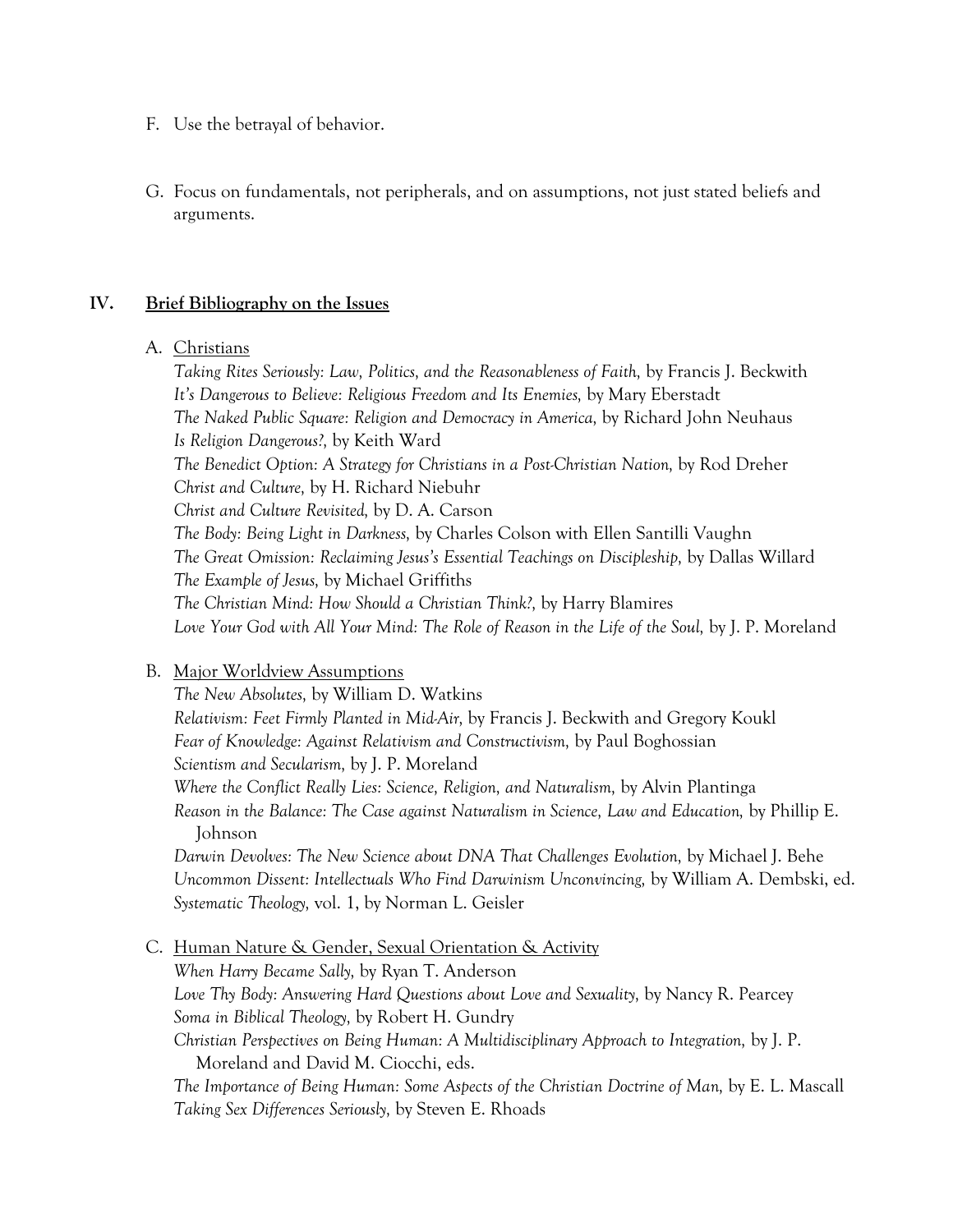F. Use the betrayal of behavior.

G. Focus on fundamentals, not peripherals, and on assumptions, not just stated beliefs and arguments.

## IV. Brief Bibliography on the Issues

A. Christians

*Taking Rites Seriously: Law, Politics, and the Reasonableness of Faith,* by Francis J. Beckwith
*It's Dangerous to Believe: Religious Freedom and Its Enemies,* by Mary Eberstadt
*The Naked Public Square: Religion and Democracy in America,* by Richard John Neuhaus
*Is Religion Dangerous?,* by Keith Ward
*The Benedict Option: A Strategy for Christians in a Post-Christian Nation,* by Rod Dreher
*Christ and Culture,* by H. Richard Niebuhr
*Christ and Culture Revisited,* by D. A. Carson
*The Body: Being Light in Darkness,* by Charles Colson with Ellen Santilli Vaughn
*The Great Omission: Reclaiming Jesus's Essential Teachings on Discipleship,* by Dallas Willard
*The Example of Jesus,* by Michael Griffiths
*The Christian Mind: How Should a Christian Think?,* by Harry Blamires
*Love Your God with All Your Mind: The Role of Reason in the Life of the Soul,* by J. P. Moreland

B. Major Worldview Assumptions

*The New Absolutes,* by William D. Watkins
*Relativism: Feet Firmly Planted in Mid-Air,* by Francis J. Beckwith and Gregory Koukl
*Fear of Knowledge: Against Relativism and Constructivism,* by Paul Boghossian
*Scientism and Secularism,* by J. P. Moreland
*Where the Conflict Really Lies: Science, Religion, and Naturalism,* by Alvin Plantinga
*Reason in the Balance: The Case against Naturalism in Science, Law and Education,* by Phillip E. Johnson
*Darwin Devolves: The New Science about DNA That Challenges Evolution,* by Michael J. Behe
*Uncommon Dissent: Intellectuals Who Find Darwinism Unconvincing,* by William A. Dembski, ed.
*Systematic Theology,* vol. 1, by Norman L. Geisler

C. Human Nature & Gender, Sexual Orientation & Activity

*When Harry Became Sally,* by Ryan T. Anderson
*Love Thy Body: Answering Hard Questions about Love and Sexuality,* by Nancy R. Pearcey
*Soma in Biblical Theology,* by Robert H. Gundry
*Christian Perspectives on Being Human: A Multidisciplinary Approach to Integration,* by J. P. Moreland and David M. Ciocchi, eds.
*The Importance of Being Human: Some Aspects of the Christian Doctrine of Man,* by E. L. Mascall
*Taking Sex Differences Seriously,* by Steven E. Rhoads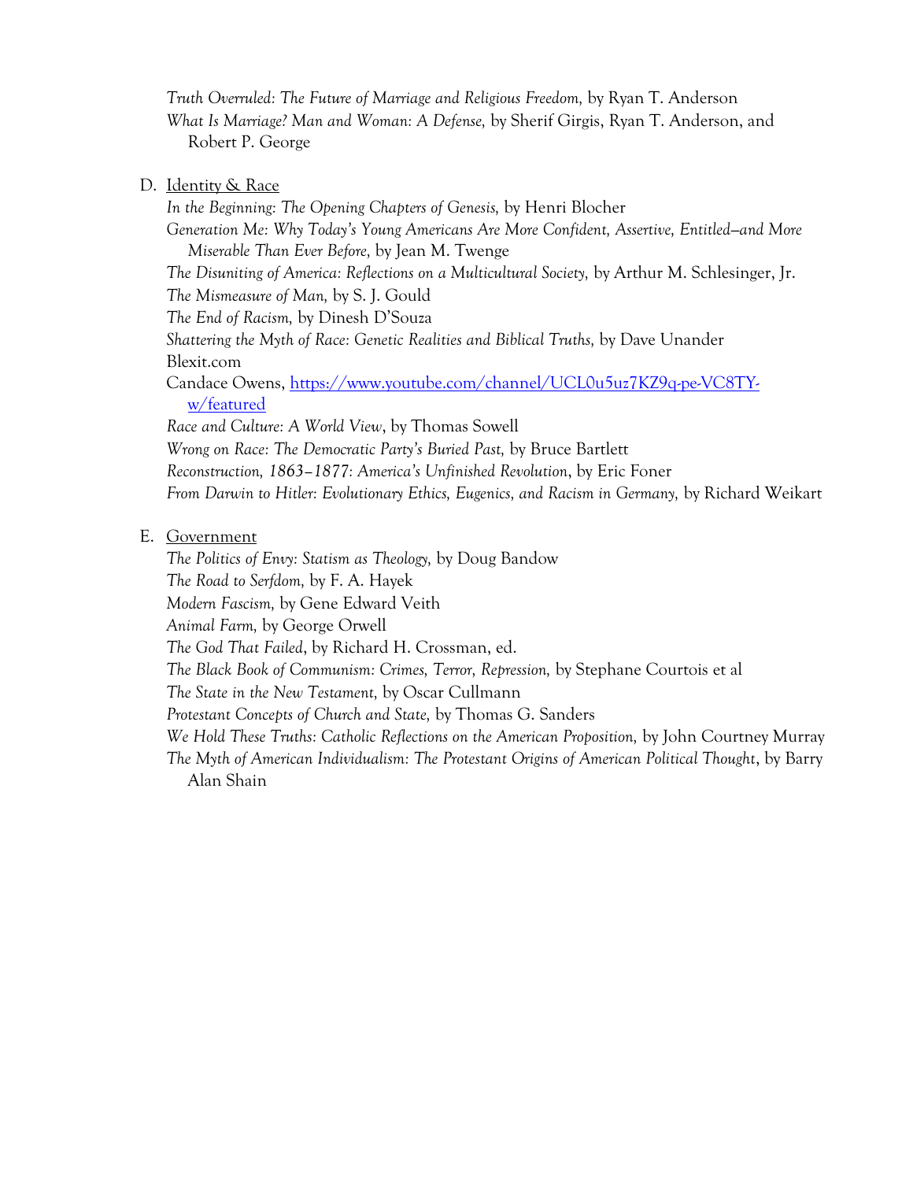*Truth Overruled: The Future of Marriage and Religious Freedom,* by Ryan T. Anderson

*What Is Marriage? Man and Woman: A Defense,* by Sherif Girgis, Ryan T. Anderson, and Robert P. George

D. Identity & Race

*In the Beginning: The Opening Chapters of Genesis,* by Henri Blocher

*Generation Me: Why Today's Young Americans Are More Confident, Assertive, Entitled—and More Miserable Than Ever Before,* by Jean M. Twenge

*The Disuniting of America: Reflections on a Multicultural Society,* by Arthur M. Schlesinger, Jr.

*The Mismeasure of Man,* by S. J. Gould

*The End of Racism,* by Dinesh D'Souza

*Shattering the Myth of Race: Genetic Realities and Biblical Truths,* by Dave Unander

Blexit.com

Candace Owens, https://www.youtube.com/channel/UCL0u5uz7KZ9q-pe-VC8TY-w/featured

*Race and Culture: A World View*, by Thomas Sowell

*Wrong on Race: The Democratic Party's Buried Past,* by Bruce Bartlett

*Reconstruction, 1863–1877: America's Unfinished Revolution*, by Eric Foner

*From Darwin to Hitler: Evolutionary Ethics, Eugenics, and Racism in Germany,* by Richard Weikart

E. Government

*The Politics of Envy: Statism as Theology,* by Doug Bandow

*The Road to Serfdom,* by F. A. Hayek

*Modern Fascism,* by Gene Edward Veith

*Animal Farm,* by George Orwell

*The God That Failed*, by Richard H. Crossman, ed.

*The Black Book of Communism: Crimes, Terror, Repression,* by Stephane Courtois et al

*The State in the New Testament,* by Oscar Cullmann

*Protestant Concepts of Church and State,* by Thomas G. Sanders

*We Hold These Truths: Catholic Reflections on the American Proposition,* by John Courtney Murray

*The Myth of American Individualism: The Protestant Origins of American Political Thought*, by Barry Alan Shain